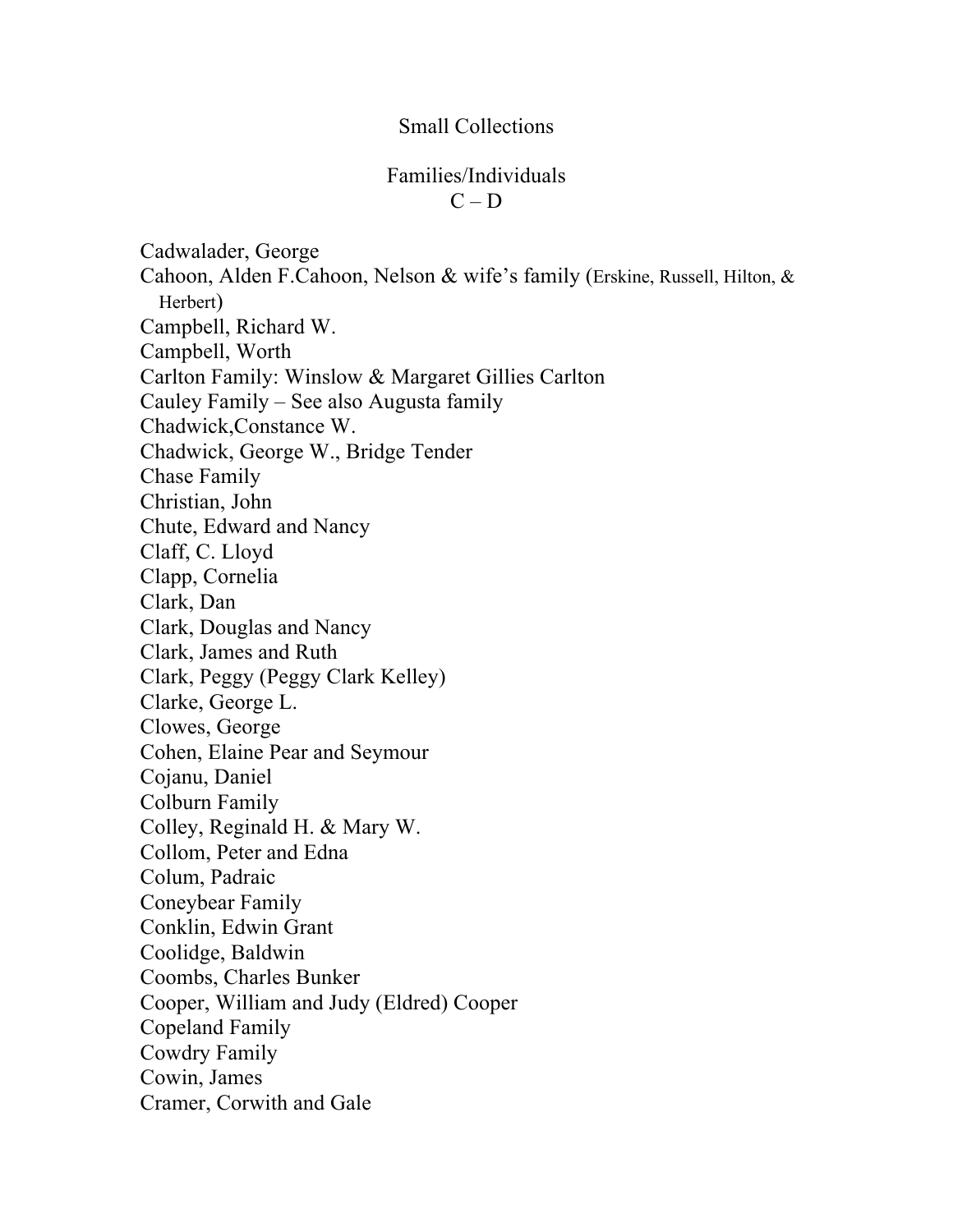# Small Collections

## Families/Individuals
### C – D

Cadwalader, George
Cahoon, Alden F.Cahoon, Nelson & wife's family (Erskine, Russell, Hilton, & Herbert)
Campbell, Richard W.
Campbell, Worth
Carlton Family: Winslow & Margaret Gillies Carlton
Cauley Family – See also Augusta family
Chadwick,Constance W.
Chadwick, George W., Bridge Tender
Chase Family
Christian, John
Chute, Edward and Nancy
Claff, C. Lloyd
Clapp, Cornelia
Clark, Dan
Clark, Douglas and Nancy
Clark, James and Ruth
Clark, Peggy (Peggy Clark Kelley)
Clarke, George L.
Clowes, George
Cohen, Elaine Pear and Seymour
Cojanu, Daniel
Colburn Family
Colley, Reginald H. & Mary W.
Collom, Peter and Edna
Colum, Padraic
Coneybear Family
Conklin, Edwin Grant
Coolidge, Baldwin
Coombs, Charles Bunker
Cooper, William and Judy (Eldred) Cooper
Copeland Family
Cowdry Family
Cowin, James
Cramer, Corwith and Gale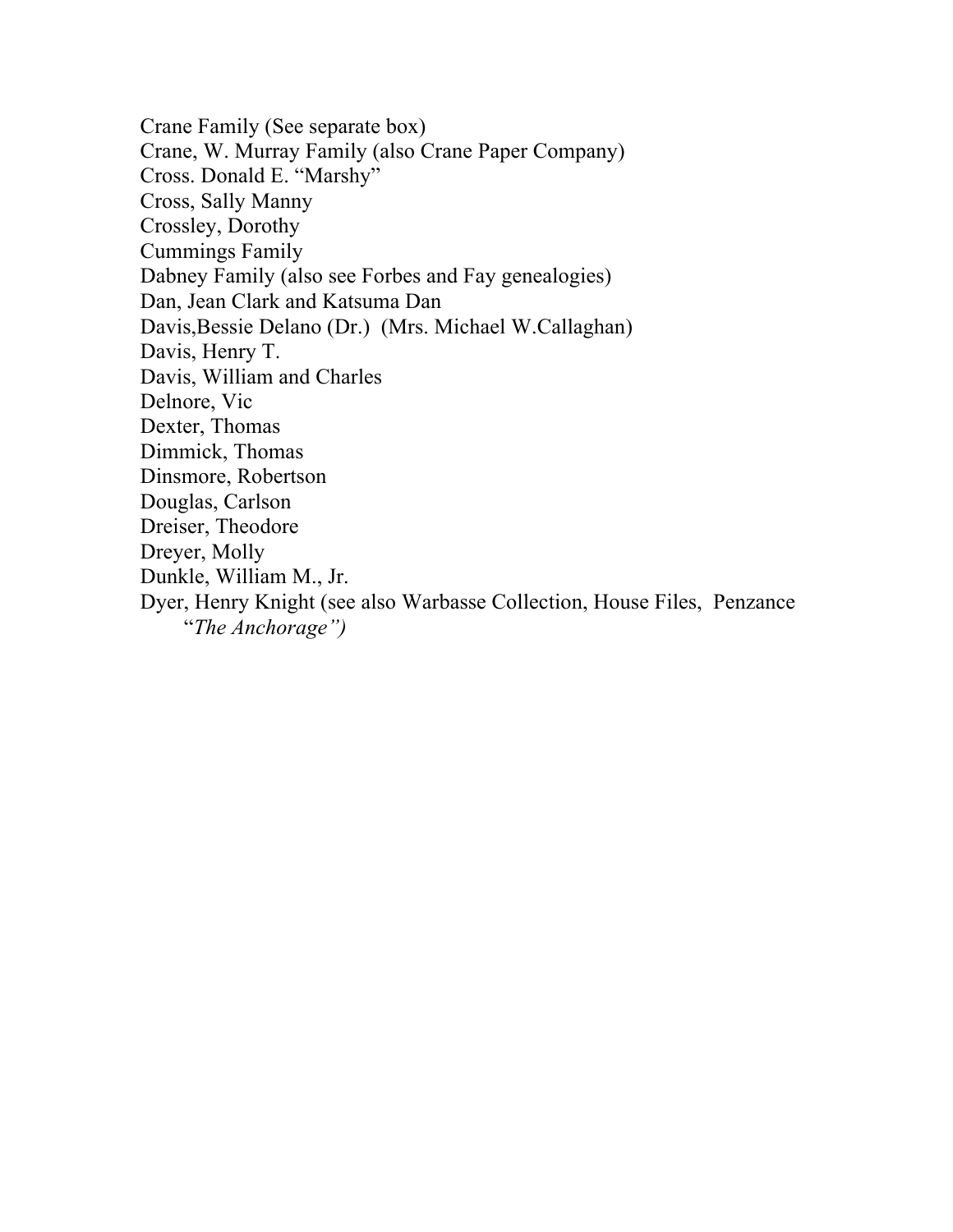Crane Family (See separate box)
Crane, W. Murray Family (also Crane Paper Company)
Cross. Donald E. "Marshy"
Cross, Sally Manny
Crossley, Dorothy
Cummings Family
Dabney Family (also see Forbes and Fay genealogies)
Dan, Jean Clark and Katsuma Dan
Davis,Bessie Delano (Dr.) (Mrs. Michael W.Callaghan)
Davis, Henry T.
Davis, William and Charles
Delnore, Vic
Dexter, Thomas
Dimmick, Thomas
Dinsmore, Robertson
Douglas, Carlson
Dreiser, Theodore
Dreyer, Molly
Dunkle, William M., Jr.
Dyer, Henry Knight (see also Warbasse Collection, House Files, Penzance "*The Anchorage")*